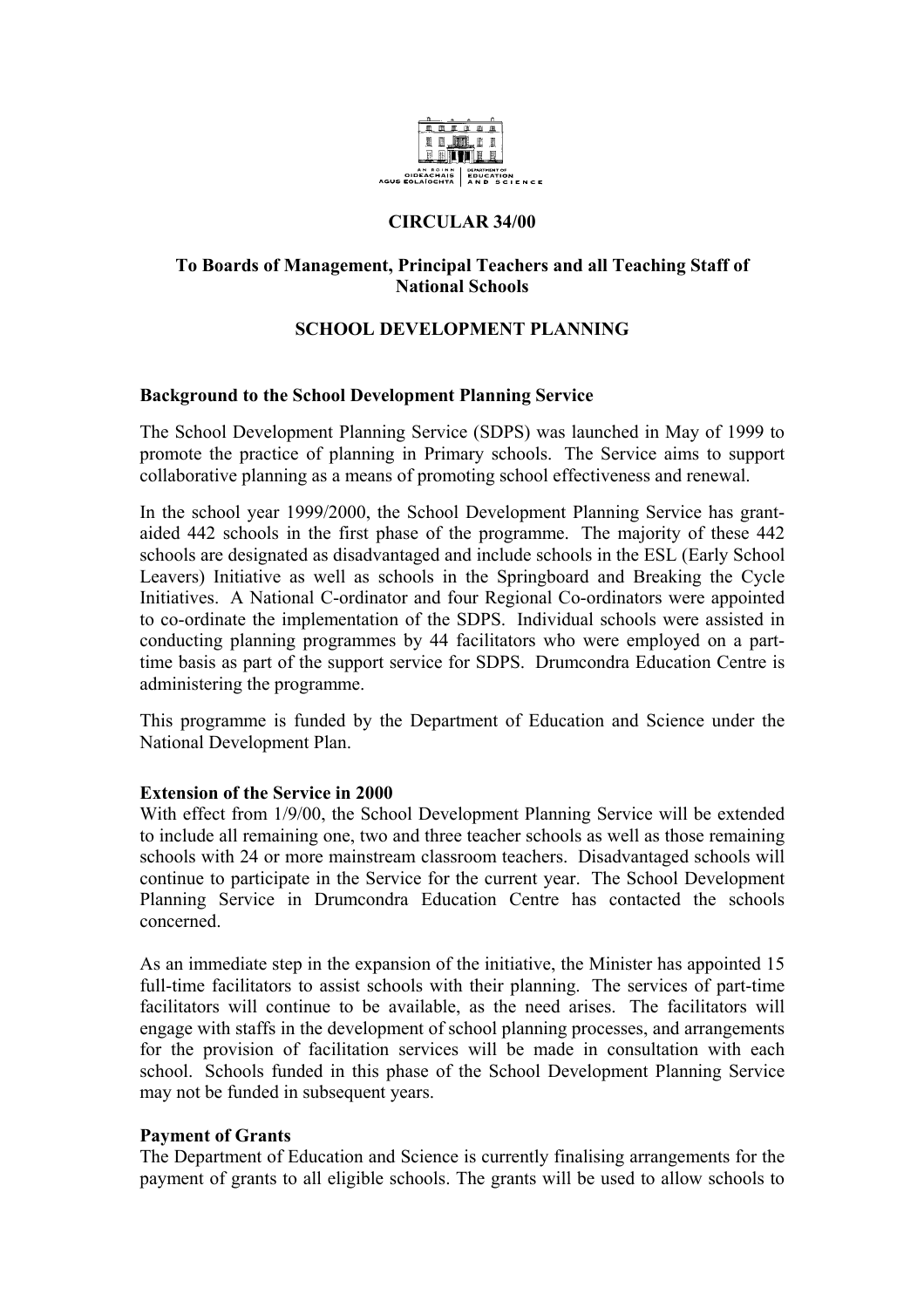# CIRCULAR 34/00

**To Boards of Management, Principal Teachers and all Teaching Staff of National Schools**

## SCHOOL DEVELOPMENT PLANNING

### Background to the School Development Planning Service

The School Development Planning Service (SDPS) was launched in May of 1999 to promote the practice of planning in Primary schools. The Service aims to support collaborative planning as a means of promoting school effectiveness and renewal.

In the school year 1999/2000, the School Development Planning Service has grant-aided 442 schools in the first phase of the programme. The majority of these 442 schools are designated as disadvantaged and include schools in the ESL (Early School Leavers) Initiative as well as schools in the Springboard and Breaking the Cycle Initiatives. A National C-ordinator and four Regional Co-ordinators were appointed to co-ordinate the implementation of the SDPS. Individual schools were assisted in conducting planning programmes by 44 facilitators who were employed on a part-time basis as part of the support service for SDPS. Drumcondra Education Centre is administering the programme.

This programme is funded by the Department of Education and Science under the National Development Plan.

### Extension of the Service in 2000

With effect from 1/9/00, the School Development Planning Service will be extended to include all remaining one, two and three teacher schools as well as those remaining schools with 24 or more mainstream classroom teachers. Disadvantaged schools will continue to participate in the Service for the current year. The School Development Planning Service in Drumcondra Education Centre has contacted the schools concerned.

As an immediate step in the expansion of the initiative, the Minister has appointed 15 full-time facilitators to assist schools with their planning. The services of part-time facilitators will continue to be available, as the need arises. The facilitators will engage with staffs in the development of school planning processes, and arrangements for the provision of facilitation services will be made in consultation with each school. Schools funded in this phase of the School Development Planning Service may not be funded in subsequent years.

### Payment of Grants

The Department of Education and Science is currently finalising arrangements for the payment of grants to all eligible schools. The grants will be used to allow schools to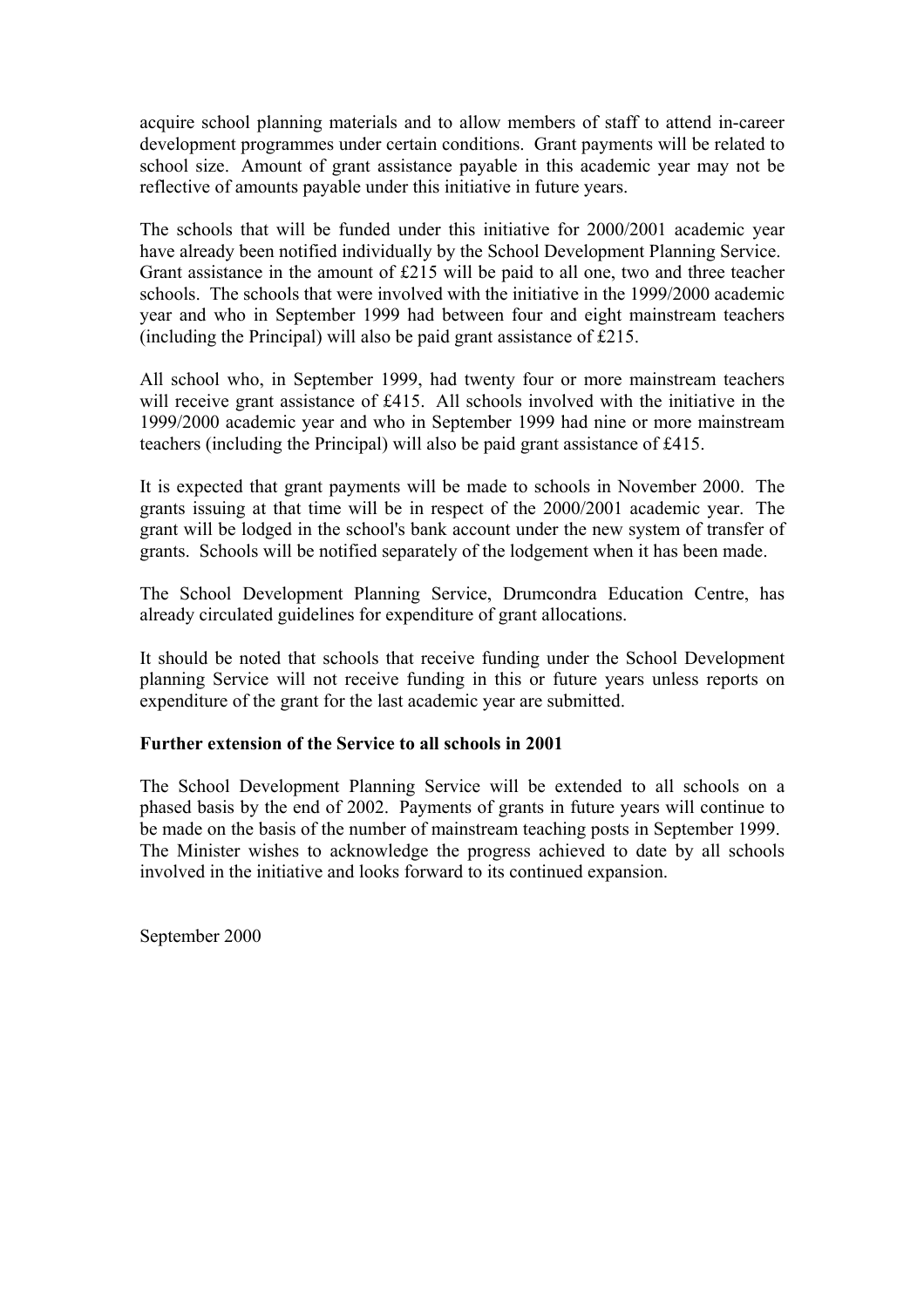acquire school planning materials and to allow members of staff to attend in-career development programmes under certain conditions. Grant payments will be related to school size. Amount of grant assistance payable in this academic year may not be reflective of amounts payable under this initiative in future years.

The schools that will be funded under this initiative for 2000/2001 academic year have already been notified individually by the School Development Planning Service. Grant assistance in the amount of £215 will be paid to all one, two and three teacher schools. The schools that were involved with the initiative in the 1999/2000 academic year and who in September 1999 had between four and eight mainstream teachers (including the Principal) will also be paid grant assistance of £215.

All school who, in September 1999, had twenty four or more mainstream teachers will receive grant assistance of £415. All schools involved with the initiative in the 1999/2000 academic year and who in September 1999 had nine or more mainstream teachers (including the Principal) will also be paid grant assistance of £415.

It is expected that grant payments will be made to schools in November 2000. The grants issuing at that time will be in respect of the 2000/2001 academic year. The grant will be lodged in the school's bank account under the new system of transfer of grants. Schools will be notified separately of the lodgement when it has been made.

The School Development Planning Service, Drumcondra Education Centre, has already circulated guidelines for expenditure of grant allocations.

It should be noted that schools that receive funding under the School Development planning Service will not receive funding in this or future years unless reports on expenditure of the grant for the last academic year are submitted.

**Further extension of the Service to all schools in 2001**

The School Development Planning Service will be extended to all schools on a phased basis by the end of 2002. Payments of grants in future years will continue to be made on the basis of the number of mainstream teaching posts in September 1999. The Minister wishes to acknowledge the progress achieved to date by all schools involved in the initiative and looks forward to its continued expansion.

September 2000